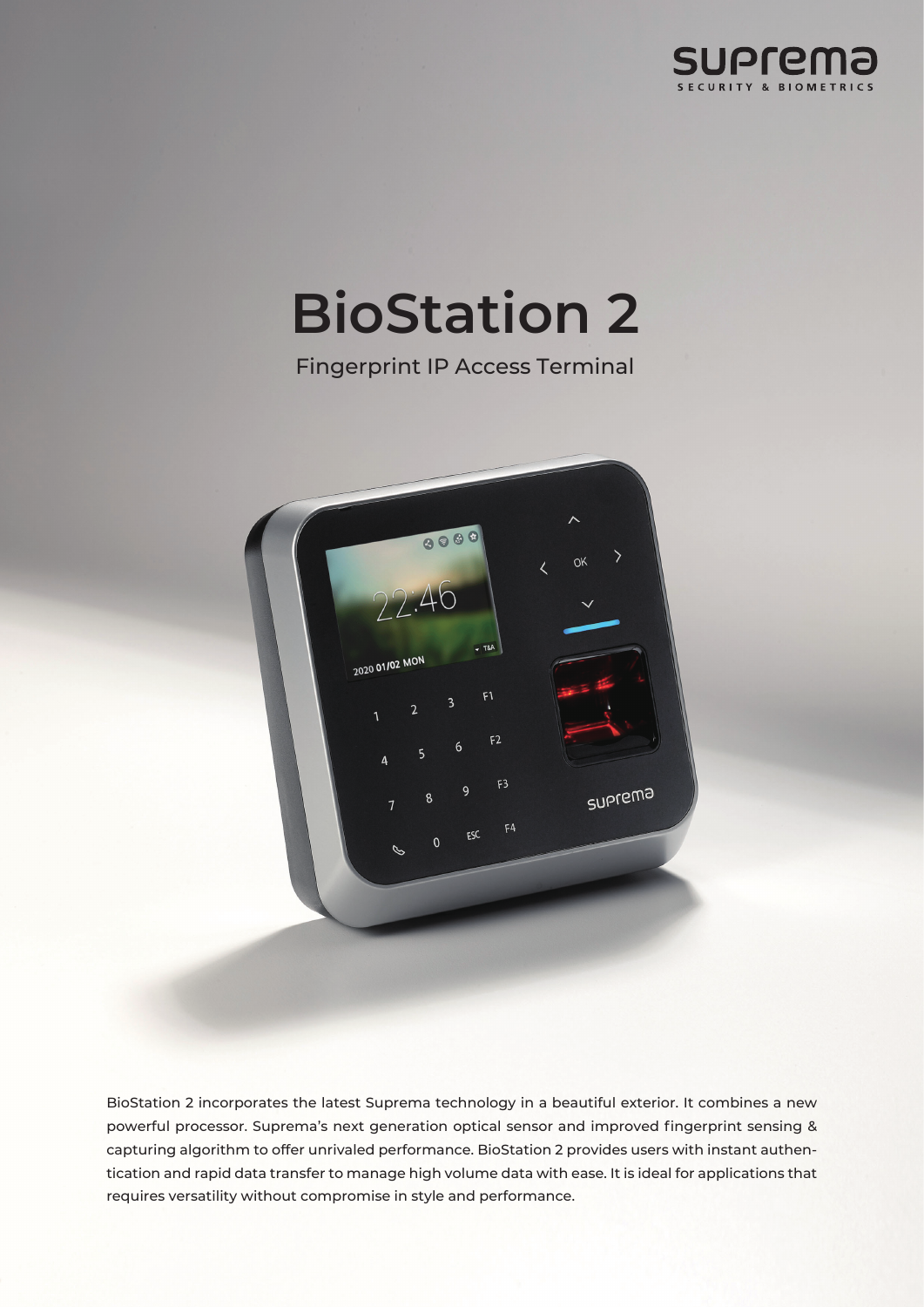# BioStation 2

Fingerprint IP Access Terminal

BioStation 2 incorporates the latest Suprema technology in a beautiful exterior. It combines a new powerful processor. Suprema's next generation optical sensor and improved fingerprint sensing & capturing algorithm to offer unrivaled performance. BioStation 2 provides users with instant authentication and rapid data transfer to manage high volume data with ease. It is ideal for applications that requires versatility without compromise in style and performance.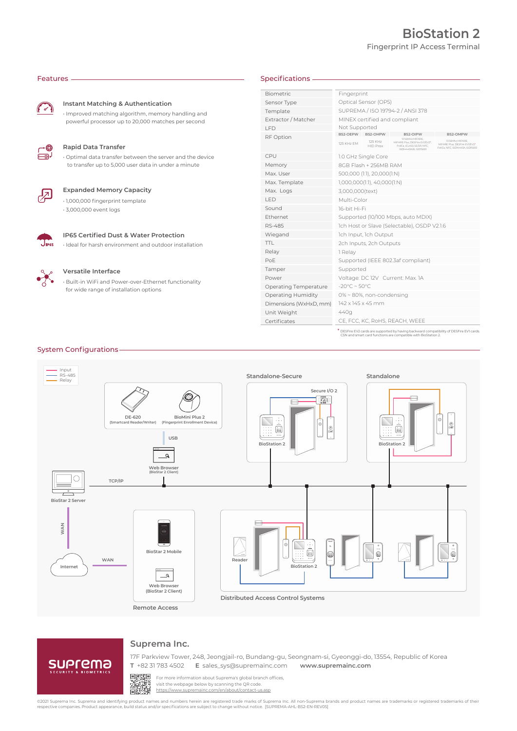# BioStation 2

Fingerprint IP Access Terminal

## Features

### Instant Matching & Authentication

- Improved matching algorithm, memory handling and powerful processor up to 20,000 matches per second

### Rapid Data Transfer

- Optimal data transfer between the server and the device to transfer up to 5,000 user data in under a minute

### Expanded Memory Capacity

- 1,000,000 fingerprint template
- 3,000,000 event logs

### IP65 Certified Dust & Water Protection

- Ideal for harsh environment and outdoor installation

### Versatile Interface

- Built-in WiFi and Power-over-Ethernet functionality for wide range of installation options

## Specifications

| | | | | |
|---|---|---|---|---|
| Biometric | Fingerprint | | | |
| Sensor Type | Optical Sensor (OP5) | | | |
| Template | SUPREMA / ISO 19794-2 / ANSI 378 | | | |
| Extractor / Matcher | MINEX certified and compliant | | | |
| LFD | Not Supported | | | |
| RF Option | BS2-OEPW | BS2-OHPW | BS2-OIPW | BS2-OMPW |
| | 125 KHz EM | 125 KHz HID Prox | 13.56MHz MIFARE, MIFARE Plus, DESFire EV1/EV2*, FeliCa, iCLASS SE/SR, NFC, ISO14443A/B, ISO15693 | 13.56MHz MIFARE, MIFARE Plus, DESFire EV1/EV2*, FeliCa, NFC, ISO14443A, ISO15693 |
| CPU | 1.0 GHz Single Core | | | |
| Memory | 8GB Flash + 256MB RAM | | | |
| Max. User | 500,000 (1:1), 20,000(1:N) | | | |
| Max. Template | 1,000,000(1:1), 40,000(1:N) | | | |
| Max. Logs | 3,000,000(text) | | | |
| LED | Multi-Color | | | |
| Sound | 16-bit Hi-Fi | | | |
| Ethernet | Supported (10/100 Mbps, auto MDIX) | | | |
| RS-485 | 1ch Host or Slave (Selectable), OSDP V2.1.6 | | | |
| Wiegand | 1ch Input, 1ch Output | | | |
| TTL | 2ch Inputs, 2ch Outputs | | | |
| Relay | 1 Relay | | | |
| PoE | Supported (IEEE 802.3af compliant) | | | |
| Tamper | Supported | | | |
| Power | Voltage: DC 12V Current: Max. 1A | | | |
| Operating Temperature | -20°C ~ 50°C | | | |
| Operating Humidity | 0% ~ 80%, non-condensing | | | |
| Dimensions (WxHxD, mm) | 142 x 145 x 45 mm | | | |
| Unit Weight | 440g | | | |
| Certificates | CE, FCC, KC, RoHS, REACH, WEEE | | | |

* DESFire EV2 cards are supported by having backward compatibility of DESFire EV1 cards. CSN and smart card functions are compatible with BioStation 2.

## System Configurations

Input
RS-485
Relay

DE-620
(Smartcard Reader/Writer)

BioMini Plus 2
(Fingerprint Enrollment Device)

USB

Web Browser
(BioStar 2 Client)

TCP/IP

BioStar 2 Server

WAN

Internet

WAN

Standalone-Secure

Secure I/O 2

BioStation 2

Standalone

BioStation 2

BioStar 2 Mobile

Web Browser
(BioStar 2 Client)

Remote Access

Reader

BioStation 2

Distributed Access Control Systems

## Suprema Inc.

17F Parkview Tower, 248, Jeongjail-ro, Bundang-gu, Seongnam-si, Gyeonggi-do, 13554, Republic of Korea

**T** +82 31 783 4502 **E** sales_sys@supremainc.com **www.supremainc.com**

For more information about Suprema's global branch offices, visit the webpage below by scanning the QR code.
https://www.supremainc.com/en/about/contact-us.asp

©2021 Suprema Inc. Suprema and identifying product names and numbers herein are registered trade marks of Suprema Inc. All non-Suprema brands and product names are trademarks or registered trademarks of their respective companies. Product appearance, build status and/or specifications are subject to change without notice. [SUPREMA-AHL-BS2-EN-REV05]